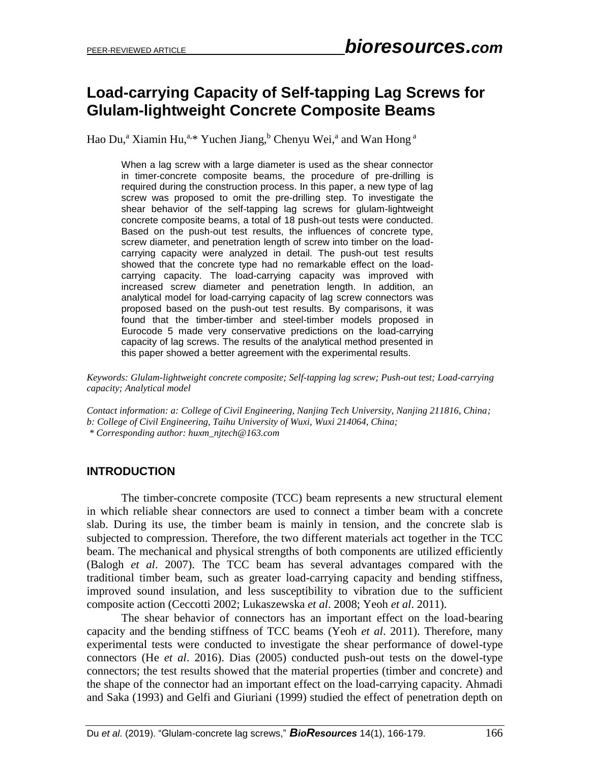# Load-carrying Capacity of Self-tapping Lag Screws for Glulam-lightweight Concrete Composite Beams

Hao Du,[a] Xiamin Hu,[a,*] Yuchen Jiang,[b] Chenyu Wei,[a] and Wan Hong [a]

When a lag screw with a large diameter is used as the shear connector in timer-concrete composite beams, the procedure of pre-drilling is required during the construction process. In this paper, a new type of lag screw was proposed to omit the pre-drilling step. To investigate the shear behavior of the self-tapping lag screws for glulam-lightweight concrete composite beams, a total of 18 push-out tests were conducted. Based on the push-out test results, the influences of concrete type, screw diameter, and penetration length of screw into timber on the load-carrying capacity were analyzed in detail. The push-out test results showed that the concrete type had no remarkable effect on the load-carrying capacity. The load-carrying capacity was improved with increased screw diameter and penetration length. In addition, an analytical model for load-carrying capacity of lag screw connectors was proposed based on the push-out test results. By comparisons, it was found that the timber-timber and steel-timber models proposed in Eurocode 5 made very conservative predictions on the load-carrying capacity of lag screws. The results of the analytical method presented in this paper showed a better agreement with the experimental results.

*Keywords: Glulam-lightweight concrete composite; Self-tapping lag screw; Push-out test; Load-carrying capacity; Analytical model*

*Contact information: a: College of Civil Engineering, Nanjing Tech University, Nanjing 211816, China;*
*b: College of Civil Engineering, Taihu University of Wuxi, Wuxi 214064, China;*
*\* Corresponding author: huxm_njtech@163.com*

## INTRODUCTION

The timber-concrete composite (TCC) beam represents a new structural element in which reliable shear connectors are used to connect a timber beam with a concrete slab. During its use, the timber beam is mainly in tension, and the concrete slab is subjected to compression. Therefore, the two different materials act together in the TCC beam. The mechanical and physical strengths of both components are utilized efficiently (Balogh *et al*. 2007). The TCC beam has several advantages compared with the traditional timber beam, such as greater load-carrying capacity and bending stiffness, improved sound insulation, and less susceptibility to vibration due to the sufficient composite action (Ceccotti 2002; Lukaszewska *et al*. 2008; Yeoh *et al*. 2011).

The shear behavior of connectors has an important effect on the load-bearing capacity and the bending stiffness of TCC beams (Yeoh *et al*. 2011). Therefore, many experimental tests were conducted to investigate the shear performance of dowel-type connectors (He *et al*. 2016). Dias (2005) conducted push-out tests on the dowel-type connectors; the test results showed that the material properties (timber and concrete) and the shape of the connector had an important effect on the load-carrying capacity. Ahmadi and Saka (1993) and Gelfi and Giuriani (1999) studied the effect of penetration depth on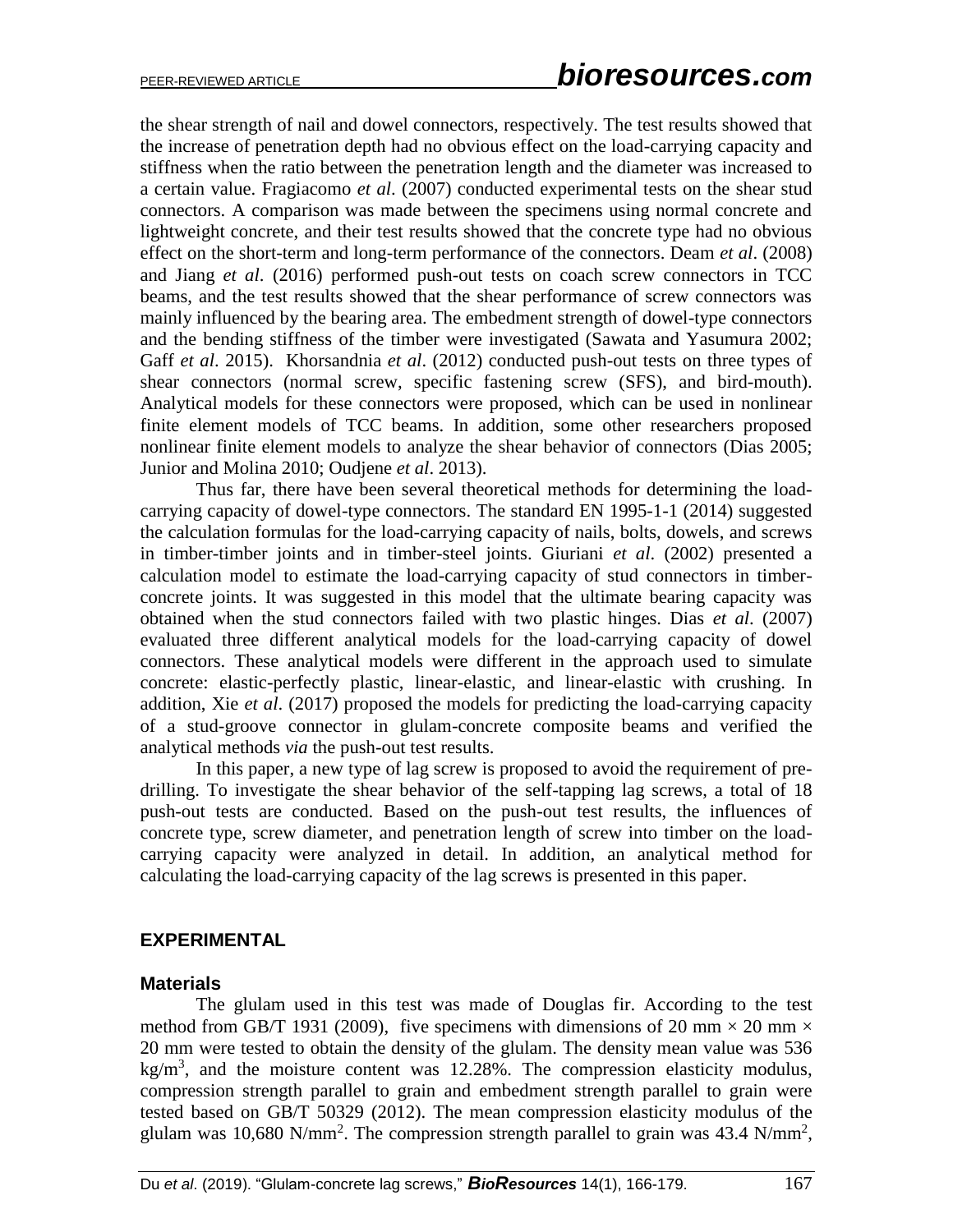the shear strength of nail and dowel connectors, respectively. The test results showed that the increase of penetration depth had no obvious effect on the load-carrying capacity and stiffness when the ratio between the penetration length and the diameter was increased to a certain value. Fragiacomo *et al*. (2007) conducted experimental tests on the shear stud connectors. A comparison was made between the specimens using normal concrete and lightweight concrete, and their test results showed that the concrete type had no obvious effect on the short-term and long-term performance of the connectors. Deam *et al*. (2008) and Jiang *et al*. (2016) performed push-out tests on coach screw connectors in TCC beams, and the test results showed that the shear performance of screw connectors was mainly influenced by the bearing area. The embedment strength of dowel-type connectors and the bending stiffness of the timber were investigated (Sawata and Yasumura 2002; Gaff *et al*. 2015). Khorsandnia *et al*. (2012) conducted push-out tests on three types of shear connectors (normal screw, specific fastening screw (SFS), and bird-mouth). Analytical models for these connectors were proposed, which can be used in nonlinear finite element models of TCC beams. In addition, some other researchers proposed nonlinear finite element models to analyze the shear behavior of connectors (Dias 2005; Junior and Molina 2010; Oudjene *et al*. 2013).

Thus far, there have been several theoretical methods for determining the load-carrying capacity of dowel-type connectors. The standard EN 1995-1-1 (2014) suggested the calculation formulas for the load-carrying capacity of nails, bolts, dowels, and screws in timber-timber joints and in timber-steel joints. Giuriani *et al*. (2002) presented a calculation model to estimate the load-carrying capacity of stud connectors in timber-concrete joints. It was suggested in this model that the ultimate bearing capacity was obtained when the stud connectors failed with two plastic hinges. Dias *et al*. (2007) evaluated three different analytical models for the load-carrying capacity of dowel connectors. These analytical models were different in the approach used to simulate concrete: elastic-perfectly plastic, linear-elastic, and linear-elastic with crushing. In addition, Xie *et al*. (2017) proposed the models for predicting the load-carrying capacity of a stud-groove connector in glulam-concrete composite beams and verified the analytical methods *via* the push-out test results.

In this paper, a new type of lag screw is proposed to avoid the requirement of pre-drilling. To investigate the shear behavior of the self-tapping lag screws, a total of 18 push-out tests are conducted. Based on the push-out test results, the influences of concrete type, screw diameter, and penetration length of screw into timber on the load-carrying capacity were analyzed in detail. In addition, an analytical method for calculating the load-carrying capacity of the lag screws is presented in this paper.

## EXPERIMENTAL

### Materials

The glulam used in this test was made of Douglas fir. According to the test method from GB/T 1931 (2009), five specimens with dimensions of 20 mm × 20 mm × 20 mm were tested to obtain the density of the glulam. The density mean value was 536 $kg/m^3$, and the moisture content was 12.28%. The compression elasticity modulus, compression strength parallel to grain and embedment strength parallel to grain were tested based on GB/T 50329 (2012). The mean compression elasticity modulus of the glulam was 10,680 $N/mm^2$. The compression strength parallel to grain was 43.4 $N/mm^2$,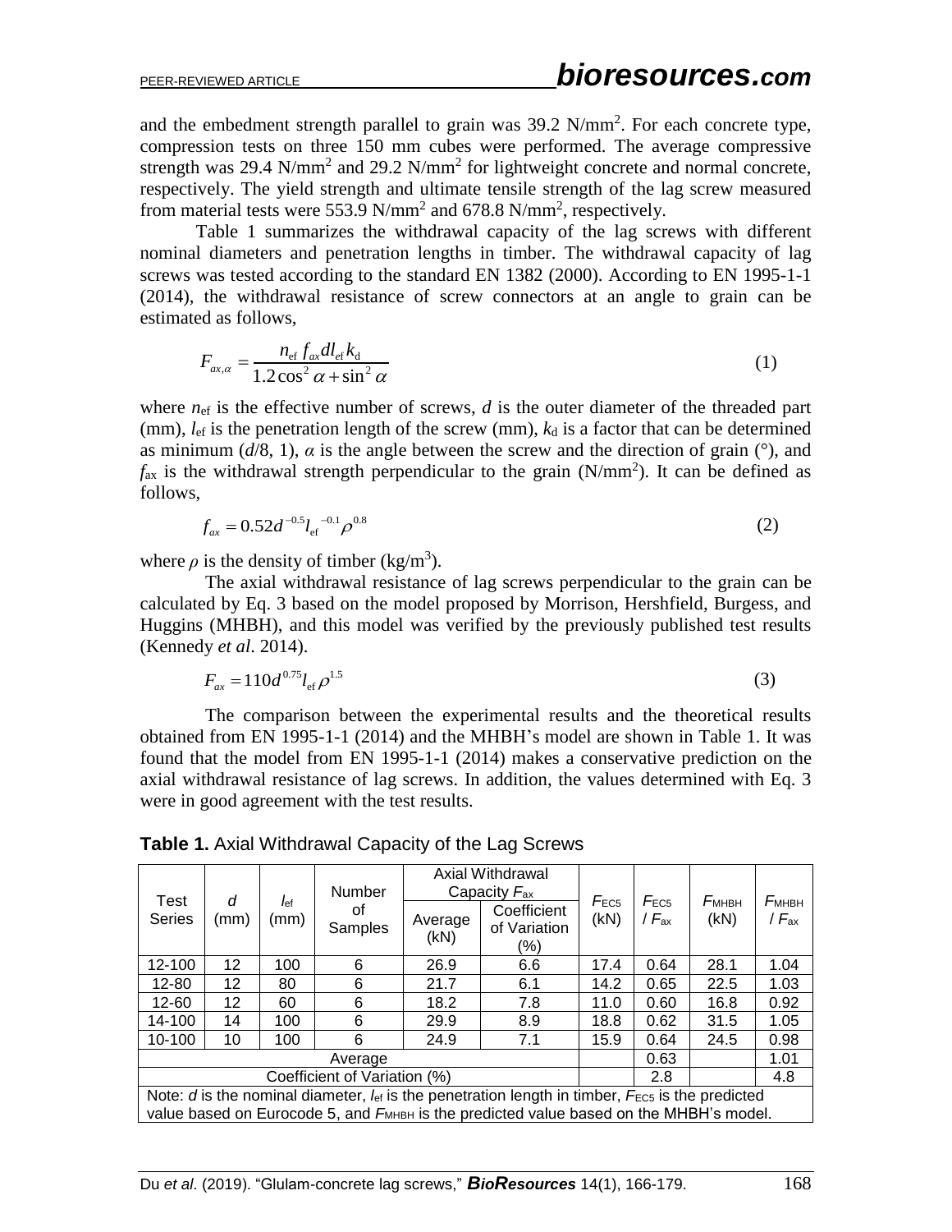and the embedment strength parallel to grain was 39.2 N/mm$^2$. For each concrete type, compression tests on three 150 mm cubes were performed. The average compressive strength was 29.4 N/mm$^2$ and 29.2 N/mm$^2$ for lightweight concrete and normal concrete, respectively. The yield strength and ultimate tensile strength of the lag screw measured from material tests were 553.9 N/mm$^2$ and 678.8 N/mm$^2$, respectively.

Table 1 summarizes the withdrawal capacity of the lag screws with different nominal diameters and penetration lengths in timber. The withdrawal capacity of lag screws was tested according to the standard EN 1382 (2000). According to EN 1995-1-1 (2014), the withdrawal resistance of screw connectors at an angle to grain can be estimated as follows,

$$F_{ax,\alpha} = \frac{n_{\mathrm{ef}} f_{ax} d l_{\mathrm{ef}} k_{\mathrm{d}}}{1.2\cos^2\alpha + \sin^2\alpha} \tag{1}$$

where $n_{\mathrm{ef}}$ is the effective number of screws, $d$ is the outer diameter of the threaded part (mm), $l_{\mathrm{ef}}$ is the penetration length of the screw (mm), $k_{\mathrm{d}}$ is a factor that can be determined as minimum ($d$/8, 1), $\alpha$ is the angle between the screw and the direction of grain (°), and $f_{\mathrm{ax}}$ is the withdrawal strength perpendicular to the grain (N/mm$^2$). It can be defined as follows,

$$f_{ax} = 0.52 d^{-0.5} l_{\mathrm{ef}}^{-0.1} \rho^{0.8} \tag{2}$$

where $\rho$ is the density of timber (kg/m$^3$).

The axial withdrawal resistance of lag screws perpendicular to the grain can be calculated by Eq. 3 based on the model proposed by Morrison, Hershfield, Burgess, and Huggins (MHBH), and this model was verified by the previously published test results (Kennedy *et al*. 2014).

$$F_{ax} = 110 d^{0.75} l_{\mathrm{ef}} \rho^{1.5} \tag{3}$$

The comparison between the experimental results and the theoretical results obtained from EN 1995-1-1 (2014) and the MHBH's model are shown in Table 1. It was found that the model from EN 1995-1-1 (2014) makes a conservative prediction on the axial withdrawal resistance of lag screws. In addition, the values determined with Eq. 3 were in good agreement with the test results.

**Table 1.** Axial Withdrawal Capacity of the Lag Screws

| Test Series | $d$ (mm) | $l_{\mathrm{ef}}$ (mm) | Number of Samples | Axial Withdrawal Capacity $F_{\mathrm{ax}}$ | | $F_{\mathrm{EC5}}$ (kN) | $F_{\mathrm{EC5}}$ / $F_{\mathrm{ax}}$ | $F_{\mathrm{MHBH}}$ (kN) | $F_{\mathrm{MHBH}}$ / $F_{\mathrm{ax}}$ |
|---|---|---|---|---|---|---|---|---|---|
| | | | | Average (kN) | Coefficient of Variation (%) | | | | |
| 12-100 | 12 | 100 | 6 | 26.9 | 6.6 | 17.4 | 0.64 | 28.1 | 1.04 |
| 12-80 | 12 | 80 | 6 | 21.7 | 6.1 | 14.2 | 0.65 | 22.5 | 1.03 |
| 12-60 | 12 | 60 | 6 | 18.2 | 7.8 | 11.0 | 0.60 | 16.8 | 0.92 |
| 14-100 | 14 | 100 | 6 | 29.9 | 8.9 | 18.8 | 0.62 | 31.5 | 1.05 |
| 10-100 | 10 | 100 | 6 | 24.9 | 7.1 | 15.9 | 0.64 | 24.5 | 0.98 |
| Average | | | | | | | 0.63 | | 1.01 |
| Coefficient of Variation (%) | | | | | | | 2.8 | | 4.8 |

Note: $d$ is the nominal diameter, $l_{\mathrm{ef}}$ is the penetration length in timber, $F_{\mathrm{EC5}}$ is the predicted value based on Eurocode 5, and $F_{\mathrm{MHBH}}$ is the predicted value based on the MHBH's model.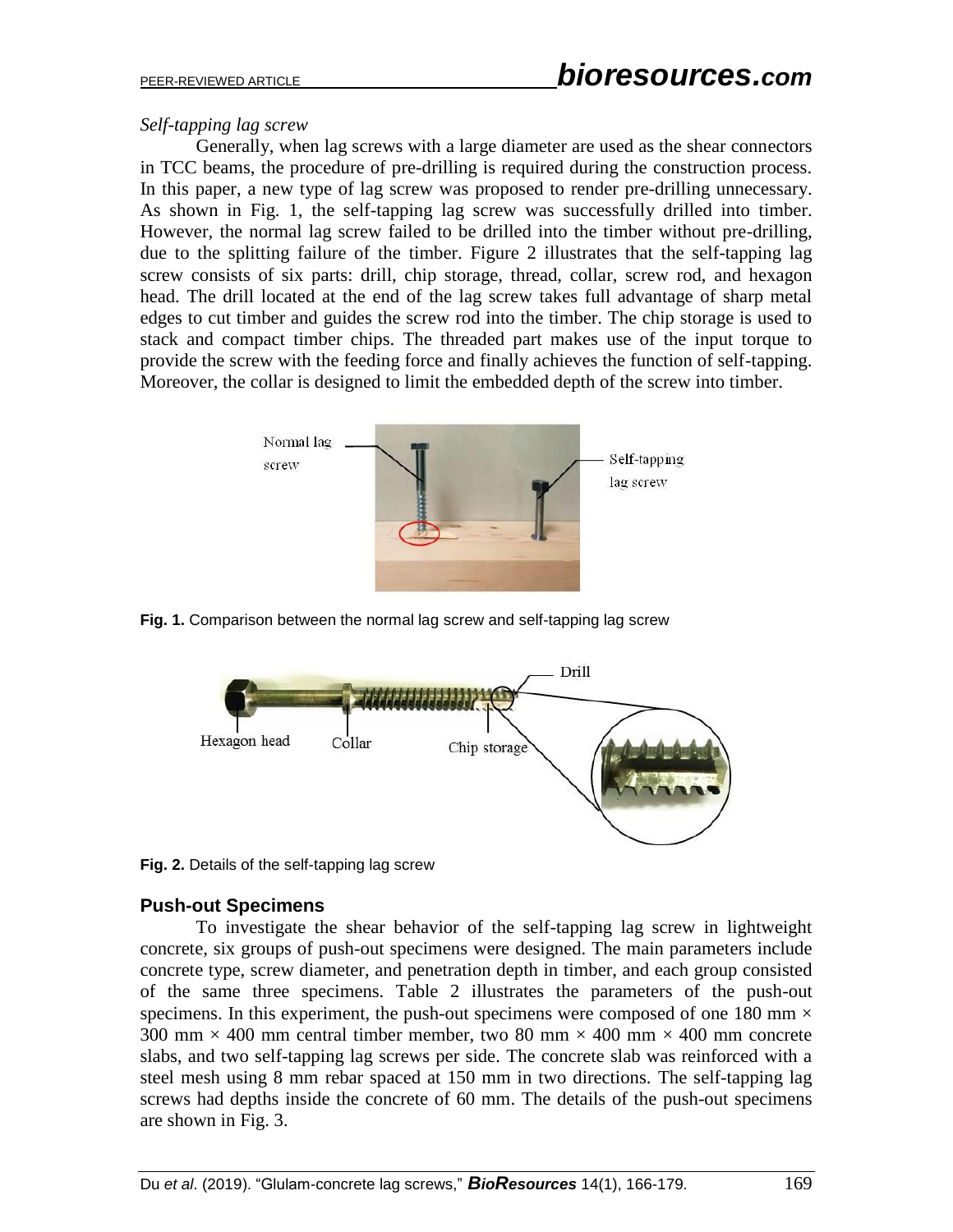*Self-tapping lag screw*

Generally, when lag screws with a large diameter are used as the shear connectors in TCC beams, the procedure of pre-drilling is required during the construction process. In this paper, a new type of lag screw was proposed to render pre-drilling unnecessary. As shown in Fig. 1, the self-tapping lag screw was successfully drilled into timber. However, the normal lag screw failed to be drilled into the timber without pre-drilling, due to the splitting failure of the timber. Figure 2 illustrates that the self-tapping lag screw consists of six parts: drill, chip storage, thread, collar, screw rod, and hexagon head. The drill located at the end of the lag screw takes full advantage of sharp metal edges to cut timber and guides the screw rod into the timber. The chip storage is used to stack and compact timber chips. The threaded part makes use of the input torque to provide the screw with the feeding force and finally achieves the function of self-tapping. Moreover, the collar is designed to limit the embedded depth of the screw into timber.

**Fig. 1.** Comparison between the normal lag screw and self-tapping lag screw

**Fig. 2.** Details of the self-tapping lag screw

## Push-out Specimens

To investigate the shear behavior of the self-tapping lag screw in lightweight concrete, six groups of push-out specimens were designed. The main parameters include concrete type, screw diameter, and penetration depth in timber, and each group consisted of the same three specimens. Table 2 illustrates the parameters of the push-out specimens. In this experiment, the push-out specimens were composed of one 180 mm × 300 mm × 400 mm central timber member, two 80 mm × 400 mm × 400 mm concrete slabs, and two self-tapping lag screws per side. The concrete slab was reinforced with a steel mesh using 8 mm rebar spaced at 150 mm in two directions. The self-tapping lag screws had depths inside the concrete of 60 mm. The details of the push-out specimens are shown in Fig. 3.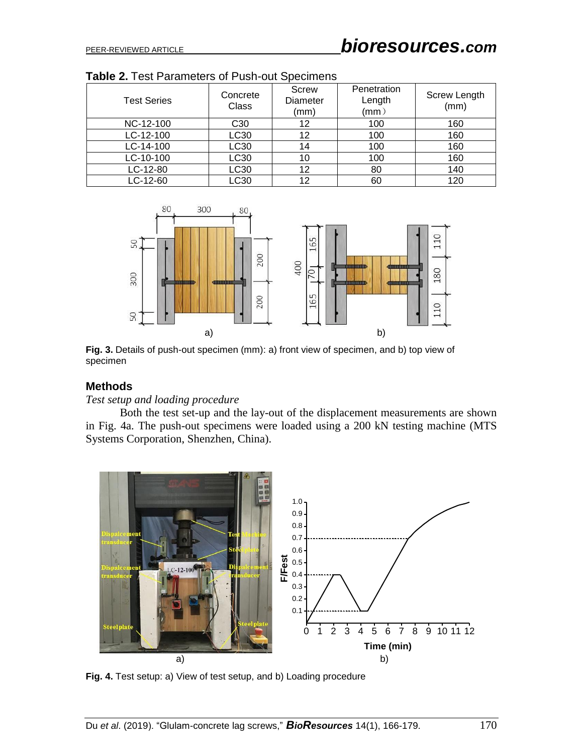**Table 2.** Test Parameters of Push-out Specimens

| Test Series | Concrete Class | Screw Diameter (mm) | Penetration Length (mm） | Screw Length (mm) |
|---|---|---|---|---|
| NC-12-100 | C30 | 12 | 100 | 160 |
| LC-12-100 | LC30 | 12 | 100 | 160 |
| LC-14-100 | LC30 | 14 | 100 | 160 |
| LC-10-100 | LC30 | 10 | 100 | 160 |
| LC-12-80 | LC30 | 12 | 80 | 140 |
| LC-12-60 | LC30 | 12 | 60 | 120 |

**Fig. 3.** Details of push-out specimen (mm): a) front view of specimen, and b) top view of specimen

## Methods

*Test setup and loading procedure*

Both the test set-up and the lay-out of the displacement measurements are shown in Fig. 4a. The push-out specimens were loaded using a 200 kN testing machine (MTS Systems Corporation, Shenzhen, China).

**Fig. 4.** Test setup: a) View of test setup, and b) Loading procedure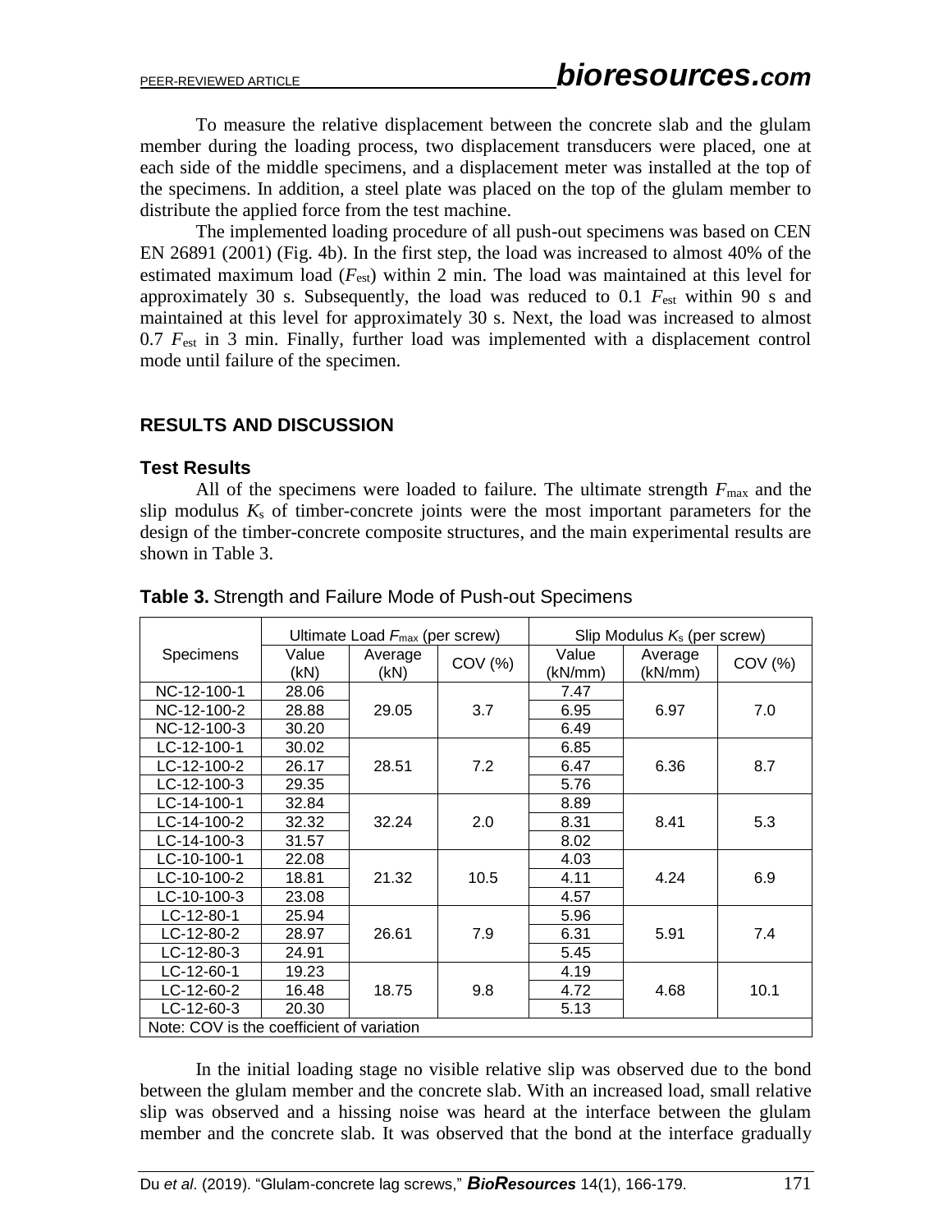To measure the relative displacement between the concrete slab and the glulam member during the loading process, two displacement transducers were placed, one at each side of the middle specimens, and a displacement meter was installed at the top of the specimens. In addition, a steel plate was placed on the top of the glulam member to distribute the applied force from the test machine.

The implemented loading procedure of all push-out specimens was based on CEN EN 26891 (2001) (Fig. 4b). In the first step, the load was increased to almost 40% of the estimated maximum load ($F_{est}$) within 2 min. The load was maintained at this level for approximately 30 s. Subsequently, the load was reduced to 0.1 $F_{est}$ within 90 s and maintained at this level for approximately 30 s. Next, the load was increased to almost 0.7 $F_{est}$ in 3 min. Finally, further load was implemented with a displacement control mode until failure of the specimen.

## RESULTS AND DISCUSSION

### Test Results

All of the specimens were loaded to failure. The ultimate strength $F_{max}$ and the slip modulus $K_s$ of timber-concrete joints were the most important parameters for the design of the timber-concrete composite structures, and the main experimental results are shown in Table 3.

**Table 3.** Strength and Failure Mode of Push-out Specimens

| Specimens | Ultimate Load $F_{max}$ (per screw) | | | Slip Modulus $K_s$ (per screw) | | |
|---|---|---|---|---|---|---|
| | Value (kN) | Average (kN) | COV (%) | Value (kN/mm) | Average (kN/mm) | COV (%) |
| NC-12-100-1 | 28.06 | 29.05 | 3.7 | 7.47 | 6.97 | 7.0 |
| NC-12-100-2 | 28.88 | | | 6.95 | | |
| NC-12-100-3 | 30.20 | | | 6.49 | | |
| LC-12-100-1 | 30.02 | 28.51 | 7.2 | 6.85 | 6.36 | 8.7 |
| LC-12-100-2 | 26.17 | | | 6.47 | | |
| LC-12-100-3 | 29.35 | | | 5.76 | | |
| LC-14-100-1 | 32.84 | 32.24 | 2.0 | 8.89 | 8.41 | 5.3 |
| LC-14-100-2 | 32.32 | | | 8.31 | | |
| LC-14-100-3 | 31.57 | | | 8.02 | | |
| LC-10-100-1 | 22.08 | 21.32 | 10.5 | 4.03 | 4.24 | 6.9 |
| LC-10-100-2 | 18.81 | | | 4.11 | | |
| LC-10-100-3 | 23.08 | | | 4.57 | | |
| LC-12-80-1 | 25.94 | 26.61 | 7.9 | 5.96 | 5.91 | 7.4 |
| LC-12-80-2 | 28.97 | | | 6.31 | | |
| LC-12-80-3 | 24.91 | | | 5.45 | | |
| LC-12-60-1 | 19.23 | 18.75 | 9.8 | 4.19 | 4.68 | 10.1 |
| LC-12-60-2 | 16.48 | | | 4.72 | | |
| LC-12-60-3 | 20.30 | | | 5.13 | | |

Note: COV is the coefficient of variation

In the initial loading stage no visible relative slip was observed due to the bond between the glulam member and the concrete slab. With an increased load, small relative slip was observed and a hissing noise was heard at the interface between the glulam member and the concrete slab. It was observed that the bond at the interface gradually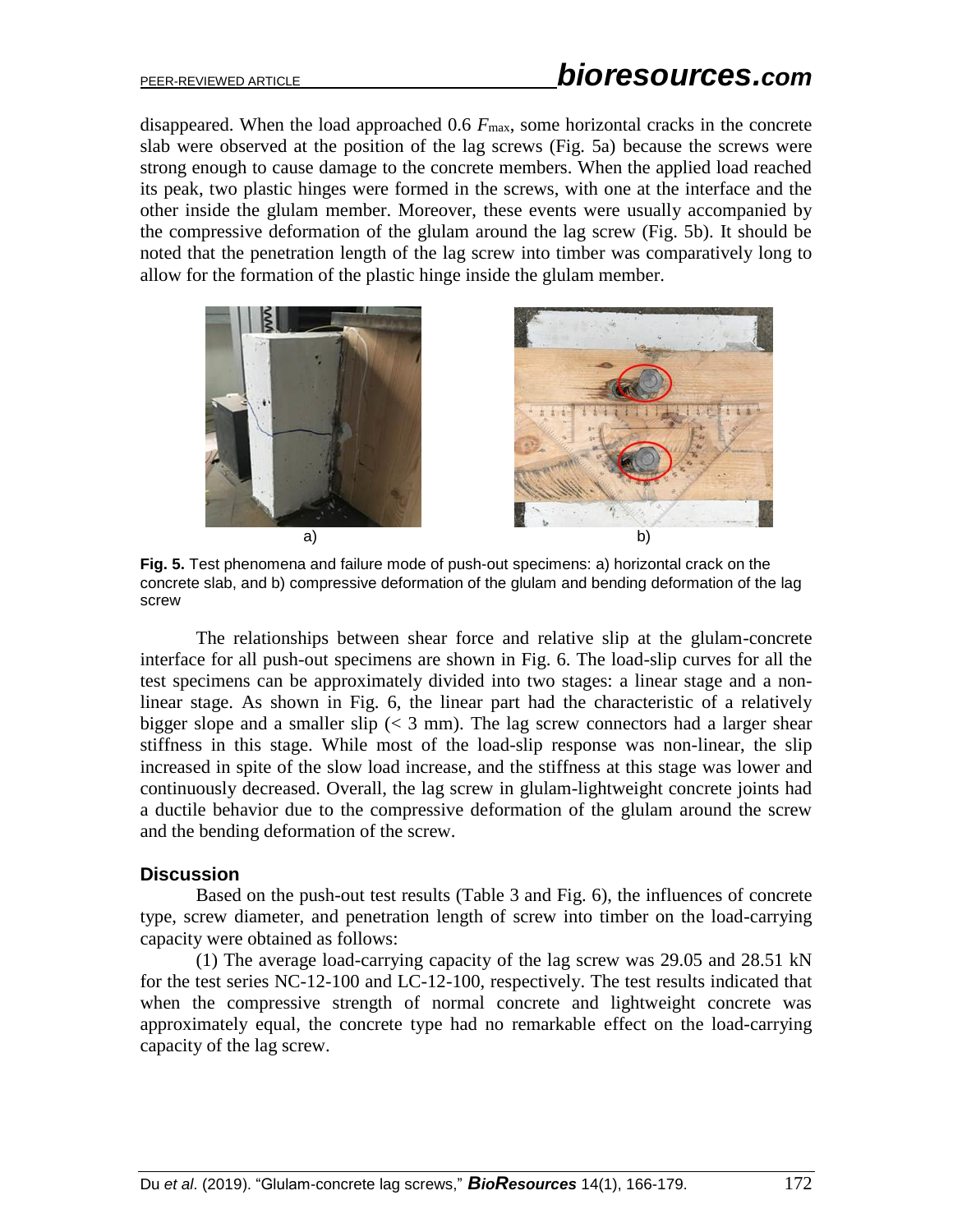disappeared. When the load approached 0.6 $F_{max}$, some horizontal cracks in the concrete slab were observed at the position of the lag screws (Fig. 5a) because the screws were strong enough to cause damage to the concrete members. When the applied load reached its peak, two plastic hinges were formed in the screws, with one at the interface and the other inside the glulam member. Moreover, these events were usually accompanied by the compressive deformation of the glulam around the lag screw (Fig. 5b). It should be noted that the penetration length of the lag screw into timber was comparatively long to allow for the formation of the plastic hinge inside the glulam member.

a) b)

**Fig. 5.** Test phenomena and failure mode of push-out specimens: a) horizontal crack on the concrete slab, and b) compressive deformation of the glulam and bending deformation of the lag screw

The relationships between shear force and relative slip at the glulam-concrete interface for all push-out specimens are shown in Fig. 6. The load-slip curves for all the test specimens can be approximately divided into two stages: a linear stage and a non-linear stage. As shown in Fig. 6, the linear part had the characteristic of a relatively bigger slope and a smaller slip (< 3 mm). The lag screw connectors had a larger shear stiffness in this stage. While most of the load-slip response was non-linear, the slip increased in spite of the slow load increase, and the stiffness at this stage was lower and continuously decreased. Overall, the lag screw in glulam-lightweight concrete joints had a ductile behavior due to the compressive deformation of the glulam around the screw and the bending deformation of the screw.

## Discussion

Based on the push-out test results (Table 3 and Fig. 6), the influences of concrete type, screw diameter, and penetration length of screw into timber on the load-carrying capacity were obtained as follows:

(1) The average load-carrying capacity of the lag screw was 29.05 and 28.51 kN for the test series NC-12-100 and LC-12-100, respectively. The test results indicated that when the compressive strength of normal concrete and lightweight concrete was approximately equal, the concrete type had no remarkable effect on the load-carrying capacity of the lag screw.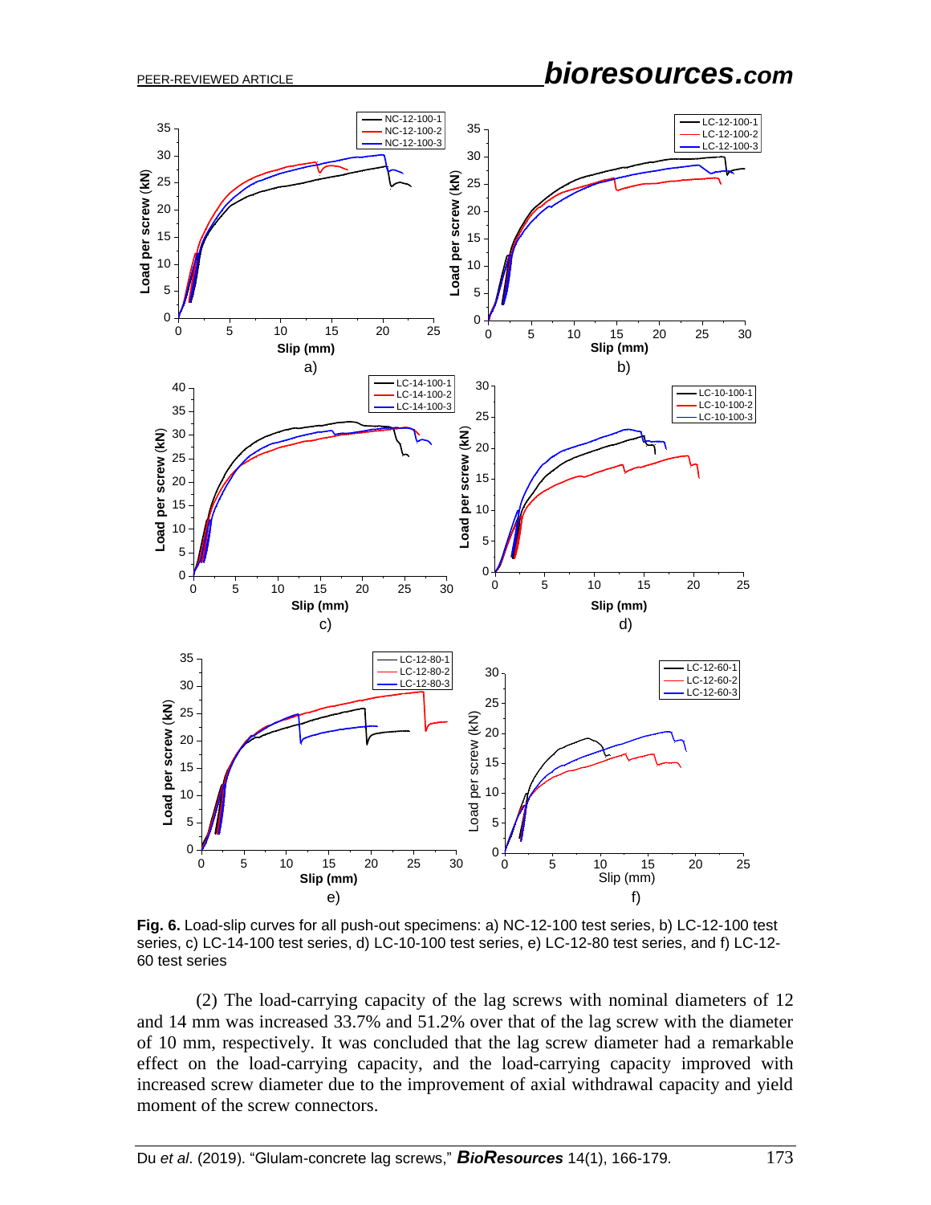**Fig. 6.** Load-slip curves for all push-out specimens: a) NC-12-100 test series, b) LC-12-100 test series, c) LC-14-100 test series, d) LC-10-100 test series, e) LC-12-80 test series, and f) LC-12-60 test series

(2) The load-carrying capacity of the lag screws with nominal diameters of 12 and 14 mm was increased 33.7% and 51.2% over that of the lag screw with the diameter of 10 mm, respectively. It was concluded that the lag screw diameter had a remarkable effect on the load-carrying capacity, and the load-carrying capacity improved with increased screw diameter due to the improvement of axial withdrawal capacity and yield moment of the screw connectors.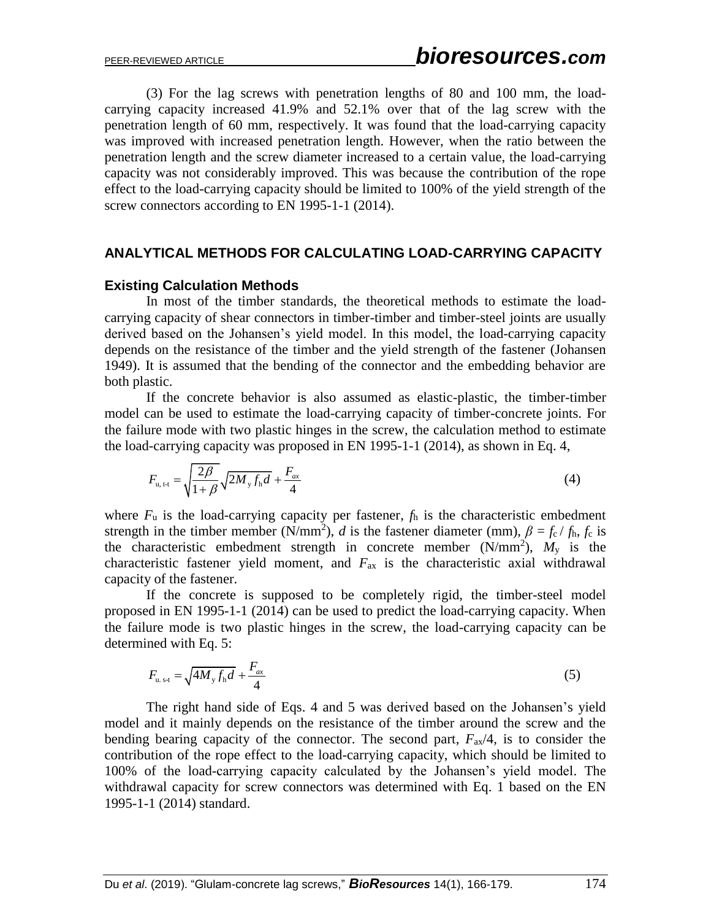(3) For the lag screws with penetration lengths of 80 and 100 mm, the load-carrying capacity increased 41.9% and 52.1% over that of the lag screw with the penetration length of 60 mm, respectively. It was found that the load-carrying capacity was improved with increased penetration length. However, when the ratio between the penetration length and the screw diameter increased to a certain value, the load-carrying capacity was not considerably improved. This was because the contribution of the rope effect to the load-carrying capacity should be limited to 100% of the yield strength of the screw connectors according to EN 1995-1-1 (2014).

## ANALYTICAL METHODS FOR CALCULATING LOAD-CARRYING CAPACITY

### Existing Calculation Methods

In most of the timber standards, the theoretical methods to estimate the load-carrying capacity of shear connectors in timber-timber and timber-steel joints are usually derived based on the Johansen's yield model. In this model, the load-carrying capacity depends on the resistance of the timber and the yield strength of the fastener (Johansen 1949). It is assumed that the bending of the connector and the embedding behavior are both plastic.

If the concrete behavior is also assumed as elastic-plastic, the timber-timber model can be used to estimate the load-carrying capacity of timber-concrete joints. For the failure mode with two plastic hinges in the screw, the calculation method to estimate the load-carrying capacity was proposed in EN 1995-1-1 (2014), as shown in Eq. 4,

$$F_{\mathrm{u,\,t\text{-}t}} = \sqrt{\frac{2\beta}{1+\beta}}\sqrt{2M_{\mathrm{y}} f_{\mathrm{h}} d} + \frac{F_{ax}}{4} \tag{4}$$

where $F_{\mathrm{u}}$ is the load-carrying capacity per fastener, $f_{\mathrm{h}}$ is the characteristic embedment strength in the timber member (N/mm$^2$), $d$ is the fastener diameter (mm), $\beta = f_{\mathrm{c}} / f_{\mathrm{h}}$, $f_{\mathrm{c}}$ is the characteristic embedment strength in concrete member (N/mm$^2$), $M_{\mathrm{y}}$ is the characteristic fastener yield moment, and $F_{\mathrm{ax}}$ is the characteristic axial withdrawal capacity of the fastener.

If the concrete is supposed to be completely rigid, the timber-steel model proposed in EN 1995-1-1 (2014) can be used to predict the load-carrying capacity. When the failure mode is two plastic hinges in the screw, the load-carrying capacity can be determined with Eq. 5:

$$F_{\mathrm{u.\,s\text{-}t}} = \sqrt{4M_{\mathrm{y}} f_{\mathrm{h}} d} + \frac{F_{ax}}{4} \tag{5}$$

The right hand side of Eqs. 4 and 5 was derived based on the Johansen's yield model and it mainly depends on the resistance of the timber around the screw and the bending bearing capacity of the connector. The second part, $F_{\mathrm{ax}}/4$, is to consider the contribution of the rope effect to the load-carrying capacity, which should be limited to 100% of the load-carrying capacity calculated by the Johansen's yield model. The withdrawal capacity for screw connectors was determined with Eq. 1 based on the EN 1995-1-1 (2014) standard.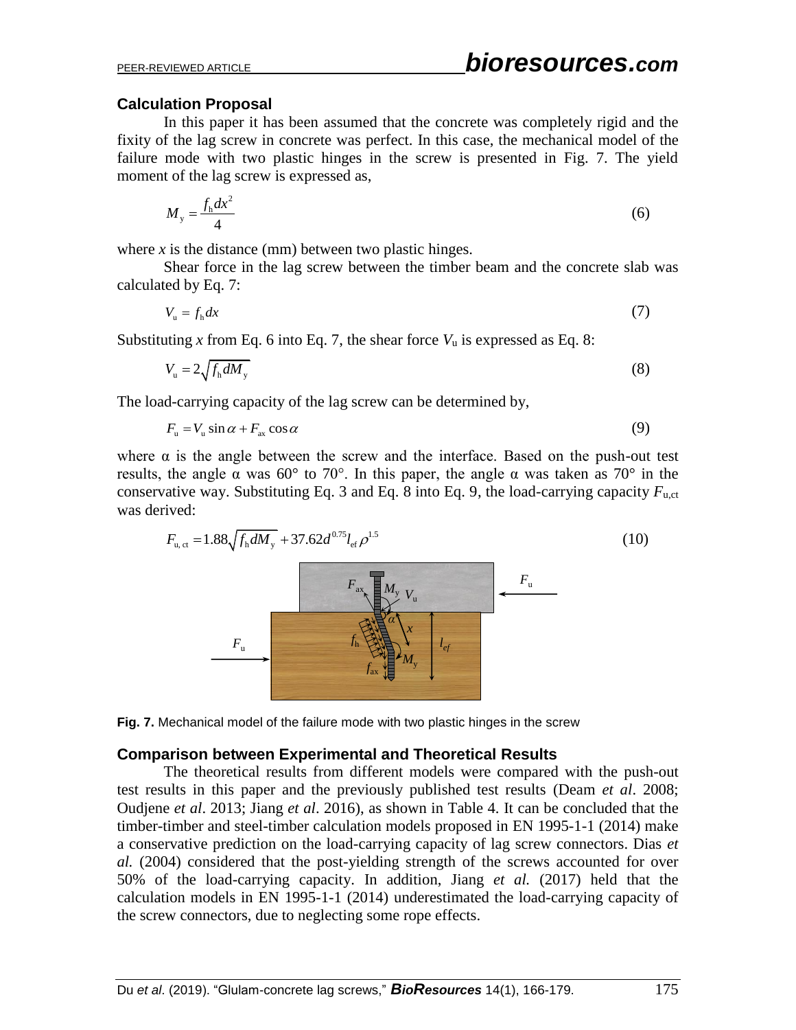### Calculation Proposal

In this paper it has been assumed that the concrete was completely rigid and the fixity of the lag screw in concrete was perfect. In this case, the mechanical model of the failure mode with two plastic hinges in the screw is presented in Fig. 7. The yield moment of the lag screw is expressed as,

$$M_y = \frac{f_h d x^2}{4} \tag{6}$$

where $x$ is the distance (mm) between two plastic hinges.

Shear force in the lag screw between the timber beam and the concrete slab was calculated by Eq. 7:

$$V_u = f_h d x \tag{7}$$

Substituting $x$ from Eq. 6 into Eq. 7, the shear force $V_u$ is expressed as Eq. 8:

$$V_u = 2\sqrt{f_h d M_y} \tag{8}$$

The load-carrying capacity of the lag screw can be determined by,

$$F_u = V_u \sin\alpha + F_{ax} \cos\alpha \tag{9}$$

where α is the angle between the screw and the interface. Based on the push-out test results, the angle α was 60° to 70°. In this paper, the angle α was taken as 70° in the conservative way. Substituting Eq. 3 and Eq. 8 into Eq. 9, the load-carrying capacity $F_{u,ct}$ was derived:

$$F_{u,ct} = 1.88\sqrt{f_h d M_y} + 37.62 d^{0.75} l_{ef} \rho^{1.5} \tag{10}$$

**Fig. 7.** Mechanical model of the failure mode with two plastic hinges in the screw

### Comparison between Experimental and Theoretical Results

The theoretical results from different models were compared with the push-out test results in this paper and the previously published test results (Deam *et al*. 2008; Oudjene *et al*. 2013; Jiang *et al*. 2016), as shown in Table 4. It can be concluded that the timber-timber and steel-timber calculation models proposed in EN 1995-1-1 (2014) make a conservative prediction on the load-carrying capacity of lag screw connectors. Dias *et al.* (2004) considered that the post-yielding strength of the screws accounted for over 50% of the load-carrying capacity. In addition, Jiang *et al.* (2017) held that the calculation models in EN 1995-1-1 (2014) underestimated the load-carrying capacity of the screw connectors, due to neglecting some rope effects.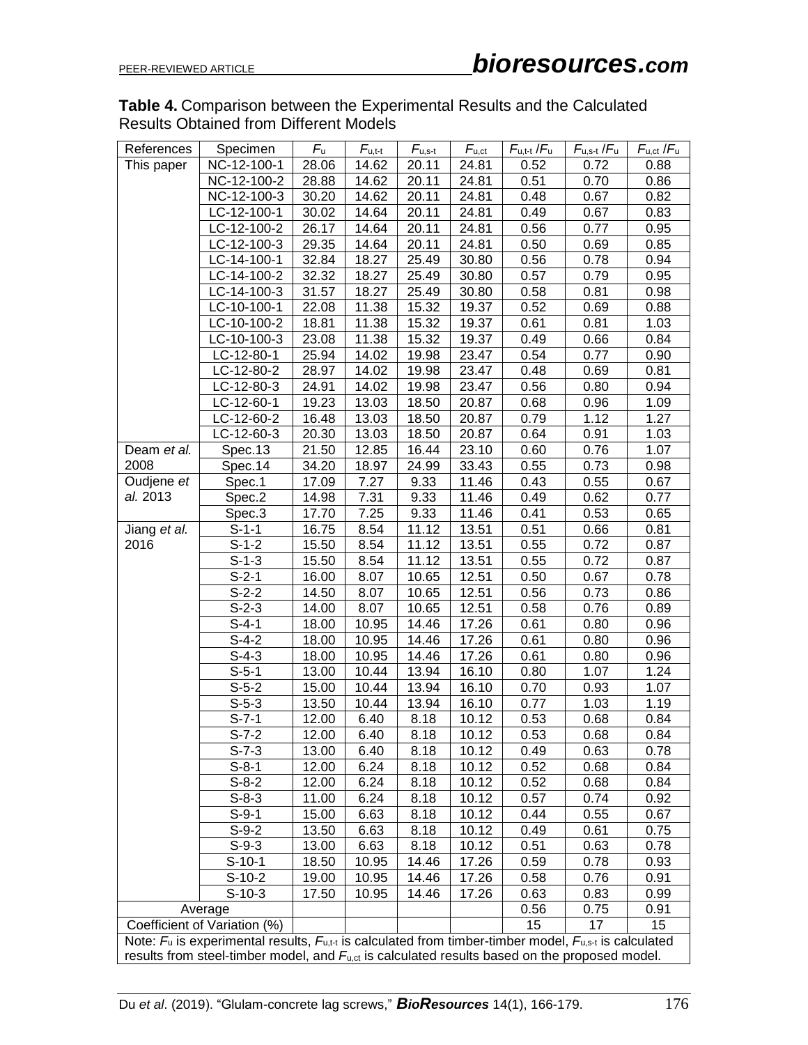**Table 4.** Comparison between the Experimental Results and the Calculated Results Obtained from Different Models

| References | Specimen | $F_u$ | $F_{u,t\text{-}t}$ | $F_{u,s\text{-}t}$ | $F_{u,ct}$ | $F_{u,t\text{-}t}/F_u$ | $F_{u,s\text{-}t}/F_u$ | $F_{u,ct}/F_u$ |
|---|---|---|---|---|---|---|---|---|
| This paper | NC-12-100-1 | 28.06 | 14.62 | 20.11 | 24.81 | 0.52 | 0.72 | 0.88 |
| | NC-12-100-2 | 28.88 | 14.62 | 20.11 | 24.81 | 0.51 | 0.70 | 0.86 |
| | NC-12-100-3 | 30.20 | 14.62 | 20.11 | 24.81 | 0.48 | 0.67 | 0.82 |
| | LC-12-100-1 | 30.02 | 14.64 | 20.11 | 24.81 | 0.49 | 0.67 | 0.83 |
| | LC-12-100-2 | 26.17 | 14.64 | 20.11 | 24.81 | 0.56 | 0.77 | 0.95 |
| | LC-12-100-3 | 29.35 | 14.64 | 20.11 | 24.81 | 0.50 | 0.69 | 0.85 |
| | LC-14-100-1 | 32.84 | 18.27 | 25.49 | 30.80 | 0.56 | 0.78 | 0.94 |
| | LC-14-100-2 | 32.32 | 18.27 | 25.49 | 30.80 | 0.57 | 0.79 | 0.95 |
| | LC-14-100-3 | 31.57 | 18.27 | 25.49 | 30.80 | 0.58 | 0.81 | 0.98 |
| | LC-10-100-1 | 22.08 | 11.38 | 15.32 | 19.37 | 0.52 | 0.69 | 0.88 |
| | LC-10-100-2 | 18.81 | 11.38 | 15.32 | 19.37 | 0.61 | 0.81 | 1.03 |
| | LC-10-100-3 | 23.08 | 11.38 | 15.32 | 19.37 | 0.49 | 0.66 | 0.84 |
| | LC-12-80-1 | 25.94 | 14.02 | 19.98 | 23.47 | 0.54 | 0.77 | 0.90 |
| | LC-12-80-2 | 28.97 | 14.02 | 19.98 | 23.47 | 0.48 | 0.69 | 0.81 |
| | LC-12-80-3 | 24.91 | 14.02 | 19.98 | 23.47 | 0.56 | 0.80 | 0.94 |
| | LC-12-60-1 | 19.23 | 13.03 | 18.50 | 20.87 | 0.68 | 0.96 | 1.09 |
| | LC-12-60-2 | 16.48 | 13.03 | 18.50 | 20.87 | 0.79 | 1.12 | 1.27 |
| | LC-12-60-3 | 20.30 | 13.03 | 18.50 | 20.87 | 0.64 | 0.91 | 1.03 |
| Deam *et al.* 2008 | Spec.13 | 21.50 | 12.85 | 16.44 | 23.10 | 0.60 | 0.76 | 1.07 |
| | Spec.14 | 34.20 | 18.97 | 24.99 | 33.43 | 0.55 | 0.73 | 0.98 |
| Oudjene *et al.* 2013 | Spec.1 | 17.09 | 7.27 | 9.33 | 11.46 | 0.43 | 0.55 | 0.67 |
| | Spec.2 | 14.98 | 7.31 | 9.33 | 11.46 | 0.49 | 0.62 | 0.77 |
| | Spec.3 | 17.70 | 7.25 | 9.33 | 11.46 | 0.41 | 0.53 | 0.65 |
| Jiang *et al.* 2016 | S-1-1 | 16.75 | 8.54 | 11.12 | 13.51 | 0.51 | 0.66 | 0.81 |
| | S-1-2 | 15.50 | 8.54 | 11.12 | 13.51 | 0.55 | 0.72 | 0.87 |
| | S-1-3 | 15.50 | 8.54 | 11.12 | 13.51 | 0.55 | 0.72 | 0.87 |
| | S-2-1 | 16.00 | 8.07 | 10.65 | 12.51 | 0.50 | 0.67 | 0.78 |
| | S-2-2 | 14.50 | 8.07 | 10.65 | 12.51 | 0.56 | 0.73 | 0.86 |
| | S-2-3 | 14.00 | 8.07 | 10.65 | 12.51 | 0.58 | 0.76 | 0.89 |
| | S-4-1 | 18.00 | 10.95 | 14.46 | 17.26 | 0.61 | 0.80 | 0.96 |
| | S-4-2 | 18.00 | 10.95 | 14.46 | 17.26 | 0.61 | 0.80 | 0.96 |
| | S-4-3 | 18.00 | 10.95 | 14.46 | 17.26 | 0.61 | 0.80 | 0.96 |
| | S-5-1 | 13.00 | 10.44 | 13.94 | 16.10 | 0.80 | 1.07 | 1.24 |
| | S-5-2 | 15.00 | 10.44 | 13.94 | 16.10 | 0.70 | 0.93 | 1.07 |
| | S-5-3 | 13.50 | 10.44 | 13.94 | 16.10 | 0.77 | 1.03 | 1.19 |
| | S-7-1 | 12.00 | 6.40 | 8.18 | 10.12 | 0.53 | 0.68 | 0.84 |
| | S-7-2 | 12.00 | 6.40 | 8.18 | 10.12 | 0.53 | 0.68 | 0.84 |
| | S-7-3 | 13.00 | 6.40 | 8.18 | 10.12 | 0.49 | 0.63 | 0.78 |
| | S-8-1 | 12.00 | 6.24 | 8.18 | 10.12 | 0.52 | 0.68 | 0.84 |
| | S-8-2 | 12.00 | 6.24 | 8.18 | 10.12 | 0.52 | 0.68 | 0.84 |
| | S-8-3 | 11.00 | 6.24 | 8.18 | 10.12 | 0.57 | 0.74 | 0.92 |
| | S-9-1 | 15.00 | 6.63 | 8.18 | 10.12 | 0.44 | 0.55 | 0.67 |
| | S-9-2 | 13.50 | 6.63 | 8.18 | 10.12 | 0.49 | 0.61 | 0.75 |
| | S-9-3 | 13.00 | 6.63 | 8.18 | 10.12 | 0.51 | 0.63 | 0.78 |
| | S-10-1 | 18.50 | 10.95 | 14.46 | 17.26 | 0.59 | 0.78 | 0.93 |
| | S-10-2 | 19.00 | 10.95 | 14.46 | 17.26 | 0.58 | 0.76 | 0.91 |
| | S-10-3 | 17.50 | 10.95 | 14.46 | 17.26 | 0.63 | 0.83 | 0.99 |
| Average | | | | | | 0.56 | 0.75 | 0.91 |
| Coefficient of Variation (%) | | | | | | 15 | 17 | 15 |

Note: $F_u$ is experimental results, $F_{u,t\text{-}t}$ is calculated from timber-timber model, $F_{u,s\text{-}t}$ is calculated results from steel-timber model, and $F_{u,ct}$ is calculated results based on the proposed model.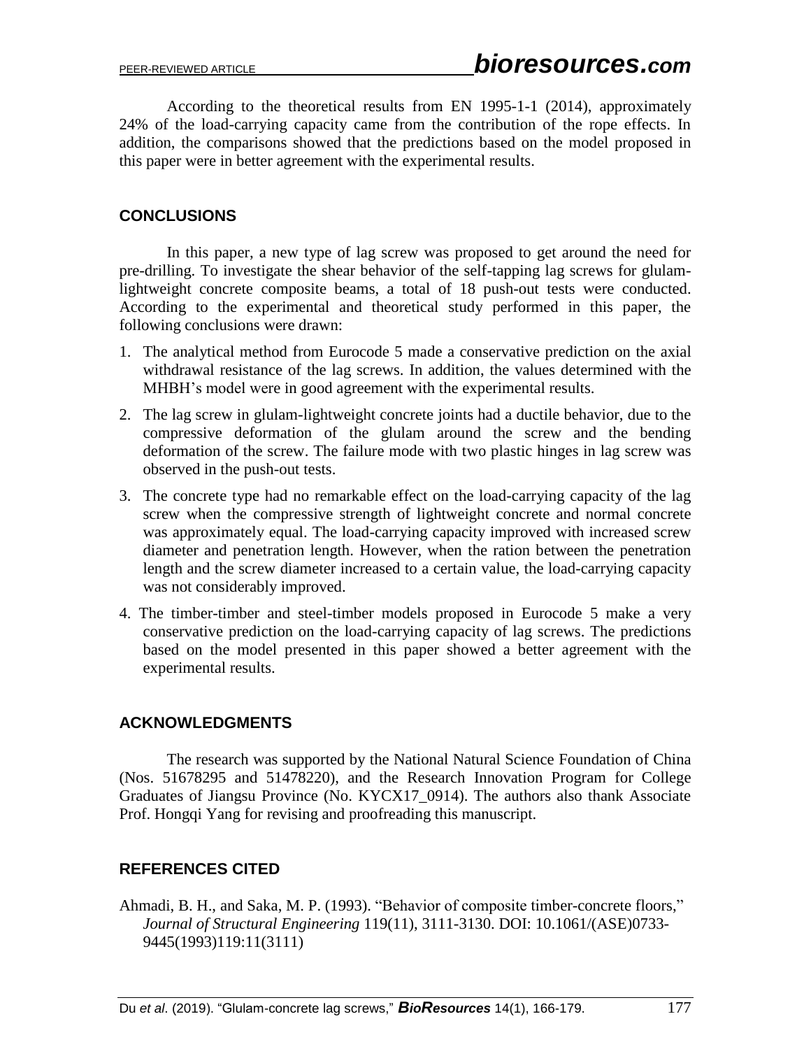According to the theoretical results from EN 1995-1-1 (2014), approximately 24% of the load-carrying capacity came from the contribution of the rope effects. In addition, the comparisons showed that the predictions based on the model proposed in this paper were in better agreement with the experimental results.

## CONCLUSIONS

In this paper, a new type of lag screw was proposed to get around the need for pre-drilling. To investigate the shear behavior of the self-tapping lag screws for glulam-lightweight concrete composite beams, a total of 18 push-out tests were conducted. According to the experimental and theoretical study performed in this paper, the following conclusions were drawn:

1. The analytical method from Eurocode 5 made a conservative prediction on the axial withdrawal resistance of the lag screws. In addition, the values determined with the MHBH's model were in good agreement with the experimental results.
2. The lag screw in glulam-lightweight concrete joints had a ductile behavior, due to the compressive deformation of the glulam around the screw and the bending deformation of the screw. The failure mode with two plastic hinges in lag screw was observed in the push-out tests.
3. The concrete type had no remarkable effect on the load-carrying capacity of the lag screw when the compressive strength of lightweight concrete and normal concrete was approximately equal. The load-carrying capacity improved with increased screw diameter and penetration length. However, when the ration between the penetration length and the screw diameter increased to a certain value, the load-carrying capacity was not considerably improved.
4. The timber-timber and steel-timber models proposed in Eurocode 5 make a very conservative prediction on the load-carrying capacity of lag screws. The predictions based on the model presented in this paper showed a better agreement with the experimental results.

## ACKNOWLEDGMENTS

The research was supported by the National Natural Science Foundation of China (Nos. 51678295 and 51478220), and the Research Innovation Program for College Graduates of Jiangsu Province (No. KYCX17_0914). The authors also thank Associate Prof. Hongqi Yang for revising and proofreading this manuscript.

## REFERENCES CITED

Ahmadi, B. H., and Saka, M. P. (1993). "Behavior of composite timber-concrete floors," *Journal of Structural Engineering* 119(11), 3111-3130. DOI: 10.1061/(ASE)0733-9445(1993)119:11(3111)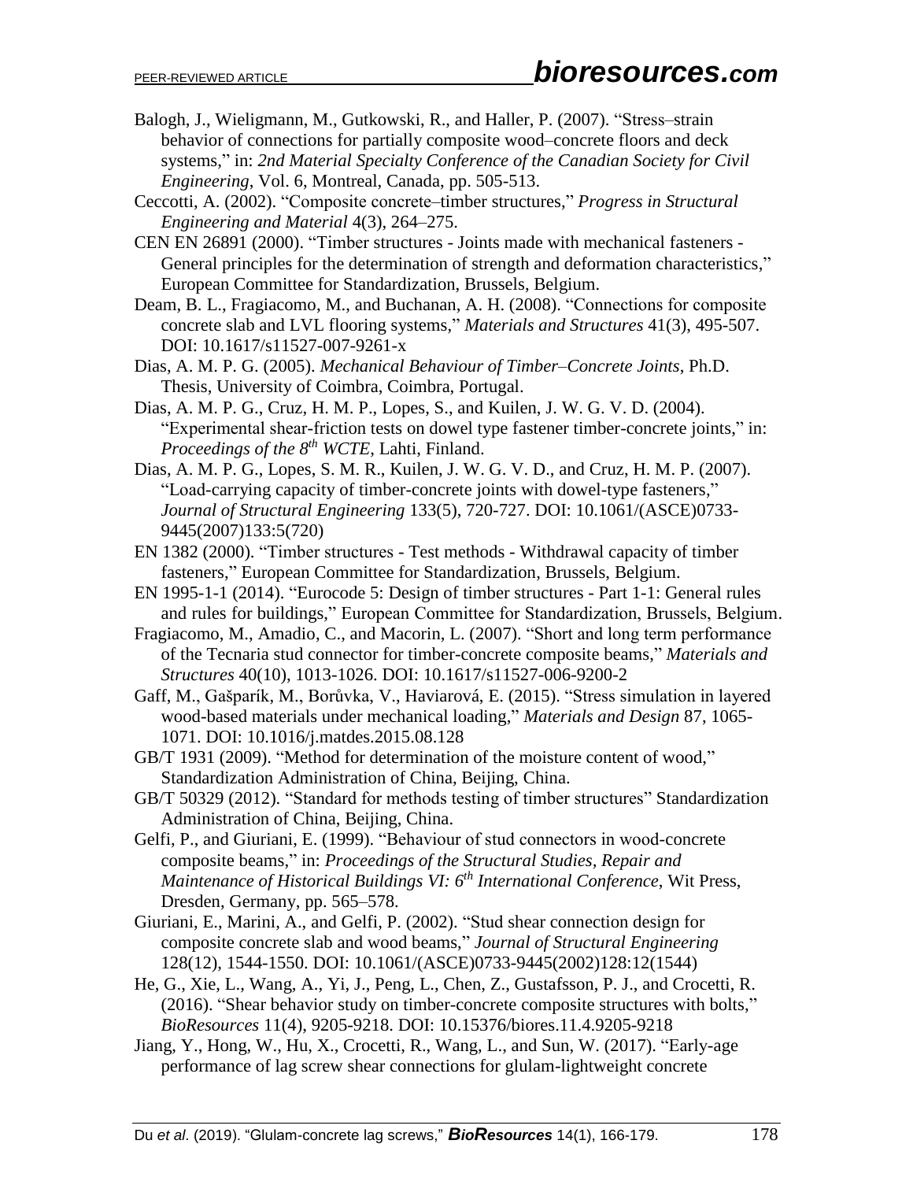Balogh, J., Wieligmann, M., Gutkowski, R., and Haller, P. (2007). "Stress–strain behavior of connections for partially composite wood–concrete floors and deck systems," in: *2nd Material Specialty Conference of the Canadian Society for Civil Engineering*, Vol. 6, Montreal, Canada, pp. 505-513.

Ceccotti, A. (2002). "Composite concrete–timber structures," *Progress in Structural Engineering and Material* 4(3), 264–275.

CEN EN 26891 (2000). "Timber structures - Joints made with mechanical fasteners - General principles for the determination of strength and deformation characteristics," European Committee for Standardization, Brussels, Belgium.

Deam, B. L., Fragiacomo, M., and Buchanan, A. H. (2008). "Connections for composite concrete slab and LVL flooring systems," *Materials and Structures* 41(3), 495-507. DOI: 10.1617/s11527-007-9261-x

Dias, A. M. P. G. (2005). *Mechanical Behaviour of Timber–Concrete Joints*, Ph.D. Thesis, University of Coimbra, Coimbra, Portugal.

Dias, A. M. P. G., Cruz, H. M. P., Lopes, S., and Kuilen, J. W. G. V. D. (2004). "Experimental shear-friction tests on dowel type fastener timber-concrete joints," in: *Proceedings of the 8th WCTE*, Lahti, Finland.

Dias, A. M. P. G., Lopes, S. M. R., Kuilen, J. W. G. V. D., and Cruz, H. M. P. (2007). "Load-carrying capacity of timber-concrete joints with dowel-type fasteners," *Journal of Structural Engineering* 133(5), 720-727. DOI: 10.1061/(ASCE)0733-9445(2007)133:5(720)

EN 1382 (2000). "Timber structures - Test methods - Withdrawal capacity of timber fasteners," European Committee for Standardization, Brussels, Belgium.

EN 1995-1-1 (2014). "Eurocode 5: Design of timber structures - Part 1-1: General rules and rules for buildings," European Committee for Standardization, Brussels, Belgium.

Fragiacomo, M., Amadio, C., and Macorin, L. (2007). "Short and long term performance of the Tecnaria stud connector for timber-concrete composite beams," *Materials and Structures* 40(10), 1013-1026. DOI: 10.1617/s11527-006-9200-2

Gaff, M., Gašparík, M., Borůvka, V., Haviarová, E. (2015). "Stress simulation in layered wood-based materials under mechanical loading," *Materials and Design* 87, 1065-1071. DOI: 10.1016/j.matdes.2015.08.128

GB/T 1931 (2009). "Method for determination of the moisture content of wood," Standardization Administration of China, Beijing, China.

GB/T 50329 (2012). "Standard for methods testing of timber structures" Standardization Administration of China, Beijing, China.

Gelfi, P., and Giuriani, E. (1999). "Behaviour of stud connectors in wood-concrete composite beams," in: *Proceedings of the Structural Studies, Repair and Maintenance of Historical Buildings VI: 6th International Conference*, Wit Press, Dresden, Germany, pp. 565–578.

Giuriani, E., Marini, A., and Gelfi, P. (2002). "Stud shear connection design for composite concrete slab and wood beams," *Journal of Structural Engineering* 128(12), 1544-1550. DOI: 10.1061/(ASCE)0733-9445(2002)128:12(1544)

He, G., Xie, L., Wang, A., Yi, J., Peng, L., Chen, Z., Gustafsson, P. J., and Crocetti, R. (2016). "Shear behavior study on timber-concrete composite structures with bolts," *BioResources* 11(4), 9205-9218. DOI: 10.15376/biores.11.4.9205-9218

Jiang, Y., Hong, W., Hu, X., Crocetti, R., Wang, L., and Sun, W. (2017). "Early-age performance of lag screw shear connections for glulam-lightweight concrete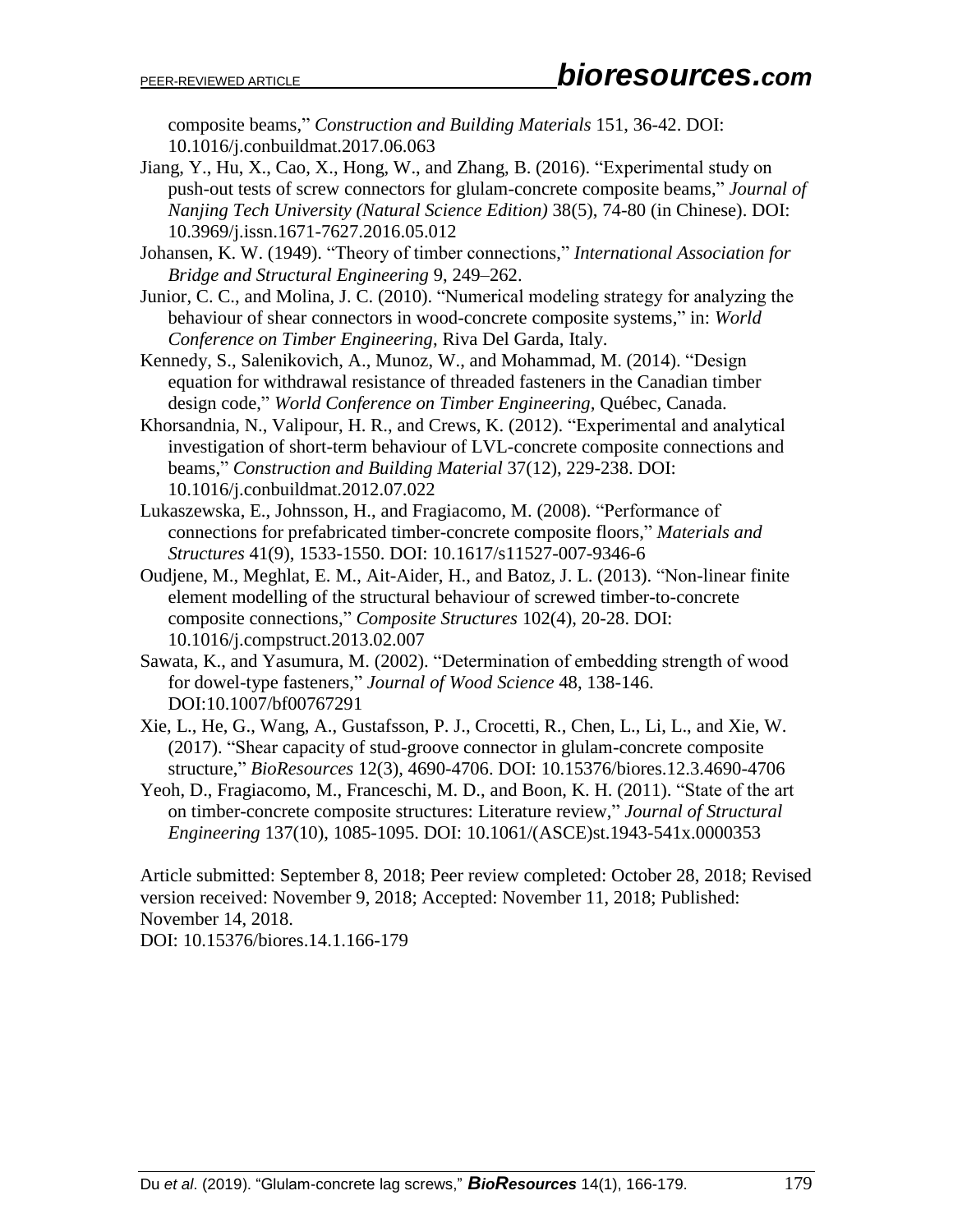composite beams," *Construction and Building Materials* 151, 36-42. DOI: 10.1016/j.conbuildmat.2017.06.063

Jiang, Y., Hu, X., Cao, X., Hong, W., and Zhang, B. (2016). "Experimental study on push-out tests of screw connectors for glulam-concrete composite beams," *Journal of Nanjing Tech University (Natural Science Edition)* 38(5), 74-80 (in Chinese). DOI: 10.3969/j.issn.1671-7627.2016.05.012

Johansen, K. W. (1949). "Theory of timber connections," *International Association for Bridge and Structural Engineering* 9, 249–262.

Junior, C. C., and Molina, J. C. (2010). "Numerical modeling strategy for analyzing the behaviour of shear connectors in wood-concrete composite systems," in: *World Conference on Timber Engineering*, Riva Del Garda, Italy.

Kennedy, S., Salenikovich, A., Munoz, W., and Mohammad, M. (2014). "Design equation for withdrawal resistance of threaded fasteners in the Canadian timber design code," *World Conference on Timber Engineering*, Québec, Canada.

Khorsandnia, N., Valipour, H. R., and Crews, K. (2012). "Experimental and analytical investigation of short-term behaviour of LVL-concrete composite connections and beams," *Construction and Building Material* 37(12), 229-238. DOI: 10.1016/j.conbuildmat.2012.07.022

Lukaszewska, E., Johnsson, H., and Fragiacomo, M. (2008). "Performance of connections for prefabricated timber-concrete composite floors," *Materials and Structures* 41(9), 1533-1550. DOI: 10.1617/s11527-007-9346-6

Oudjene, M., Meghlat, E. M., Ait-Aider, H., and Batoz, J. L. (2013). "Non-linear finite element modelling of the structural behaviour of screwed timber-to-concrete composite connections," *Composite Structures* 102(4), 20-28. DOI: 10.1016/j.compstruct.2013.02.007

Sawata, K., and Yasumura, M. (2002). "Determination of embedding strength of wood for dowel-type fasteners," *Journal of Wood Science* 48, 138-146. DOI:10.1007/bf00767291

Xie, L., He, G., Wang, A., Gustafsson, P. J., Crocetti, R., Chen, L., Li, L., and Xie, W. (2017). "Shear capacity of stud-groove connector in glulam-concrete composite structure," *BioResources* 12(3), 4690-4706. DOI: 10.15376/biores.12.3.4690-4706

Yeoh, D., Fragiacomo, M., Franceschi, M. D., and Boon, K. H. (2011). "State of the art on timber-concrete composite structures: Literature review," *Journal of Structural Engineering* 137(10), 1085-1095. DOI: 10.1061/(ASCE)st.1943-541x.0000353

Article submitted: September 8, 2018; Peer review completed: October 28, 2018; Revised version received: November 9, 2018; Accepted: November 11, 2018; Published: November 14, 2018.

DOI: 10.15376/biores.14.1.166-179